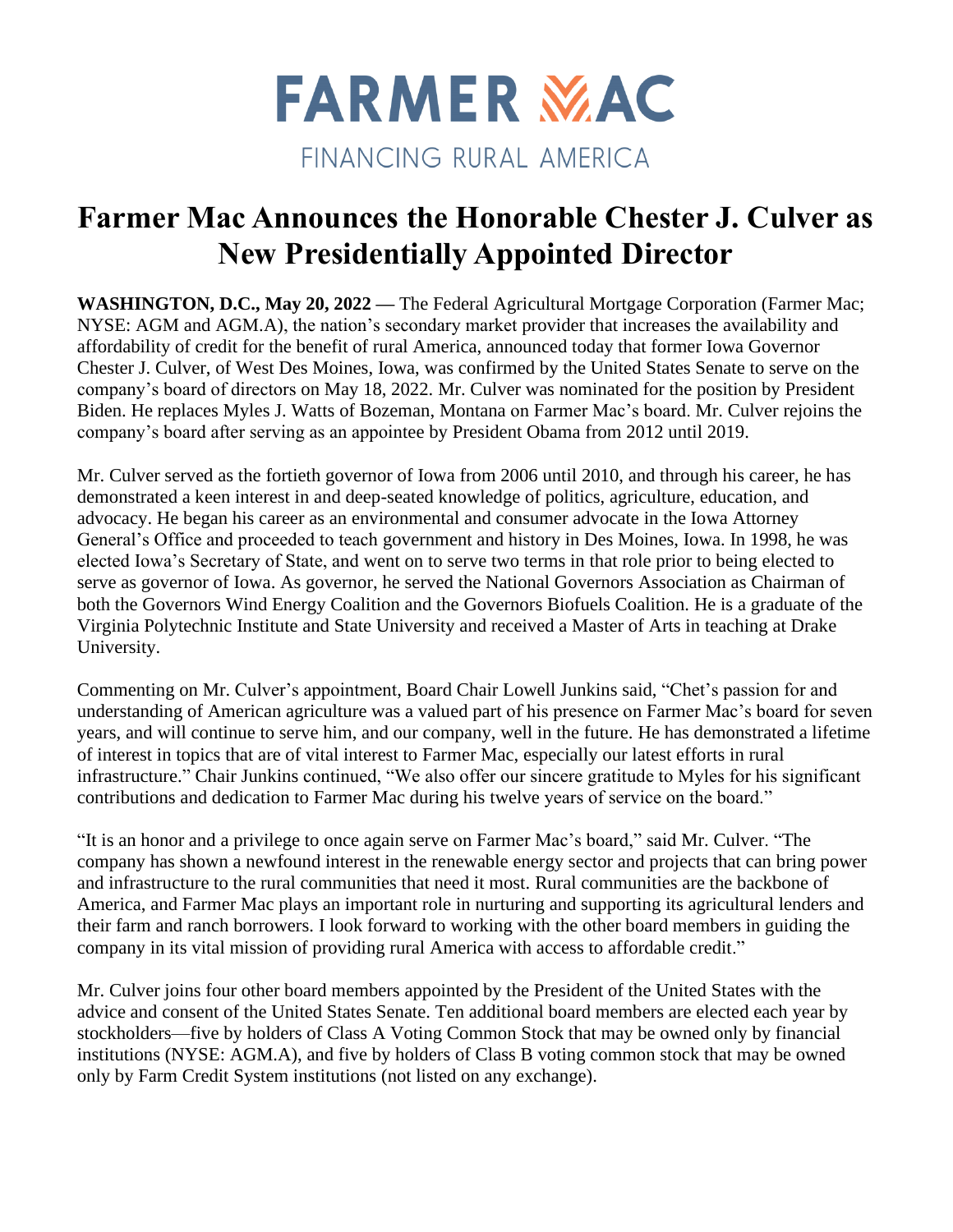FARMER MAC

FINANCING RURAL AMERICA

# Farmer Mac Announces the Honorable Chester J. Culver as New Presidentially Appointed Director

**WASHINGTON, D.C., May 20, 2022 —** The Federal Agricultural Mortgage Corporation (Farmer Mac; NYSE: AGM and AGM.A), the nation's secondary market provider that increases the availability and affordability of credit for the benefit of rural America, announced today that former Iowa Governor Chester J. Culver, of West Des Moines, Iowa, was confirmed by the United States Senate to serve on the company's board of directors on May 18, 2022. Mr. Culver was nominated for the position by President Biden. He replaces Myles J. Watts of Bozeman, Montana on Farmer Mac's board. Mr. Culver rejoins the company's board after serving as an appointee by President Obama from 2012 until 2019.

Mr. Culver served as the fortieth governor of Iowa from 2006 until 2010, and through his career, he has demonstrated a keen interest in and deep-seated knowledge of politics, agriculture, education, and advocacy. He began his career as an environmental and consumer advocate in the Iowa Attorney General's Office and proceeded to teach government and history in Des Moines, Iowa. In 1998, he was elected Iowa's Secretary of State, and went on to serve two terms in that role prior to being elected to serve as governor of Iowa. As governor, he served the National Governors Association as Chairman of both the Governors Wind Energy Coalition and the Governors Biofuels Coalition. He is a graduate of the Virginia Polytechnic Institute and State University and received a Master of Arts in teaching at Drake University.

Commenting on Mr. Culver's appointment, Board Chair Lowell Junkins said, "Chet's passion for and understanding of American agriculture was a valued part of his presence on Farmer Mac's board for seven years, and will continue to serve him, and our company, well in the future. He has demonstrated a lifetime of interest in topics that are of vital interest to Farmer Mac, especially our latest efforts in rural infrastructure." Chair Junkins continued, "We also offer our sincere gratitude to Myles for his significant contributions and dedication to Farmer Mac during his twelve years of service on the board."

"It is an honor and a privilege to once again serve on Farmer Mac's board," said Mr. Culver. "The company has shown a newfound interest in the renewable energy sector and projects that can bring power and infrastructure to the rural communities that need it most. Rural communities are the backbone of America, and Farmer Mac plays an important role in nurturing and supporting its agricultural lenders and their farm and ranch borrowers. I look forward to working with the other board members in guiding the company in its vital mission of providing rural America with access to affordable credit."

Mr. Culver joins four other board members appointed by the President of the United States with the advice and consent of the United States Senate. Ten additional board members are elected each year by stockholders—five by holders of Class A Voting Common Stock that may be owned only by financial institutions (NYSE: AGM.A), and five by holders of Class B voting common stock that may be owned only by Farm Credit System institutions (not listed on any exchange).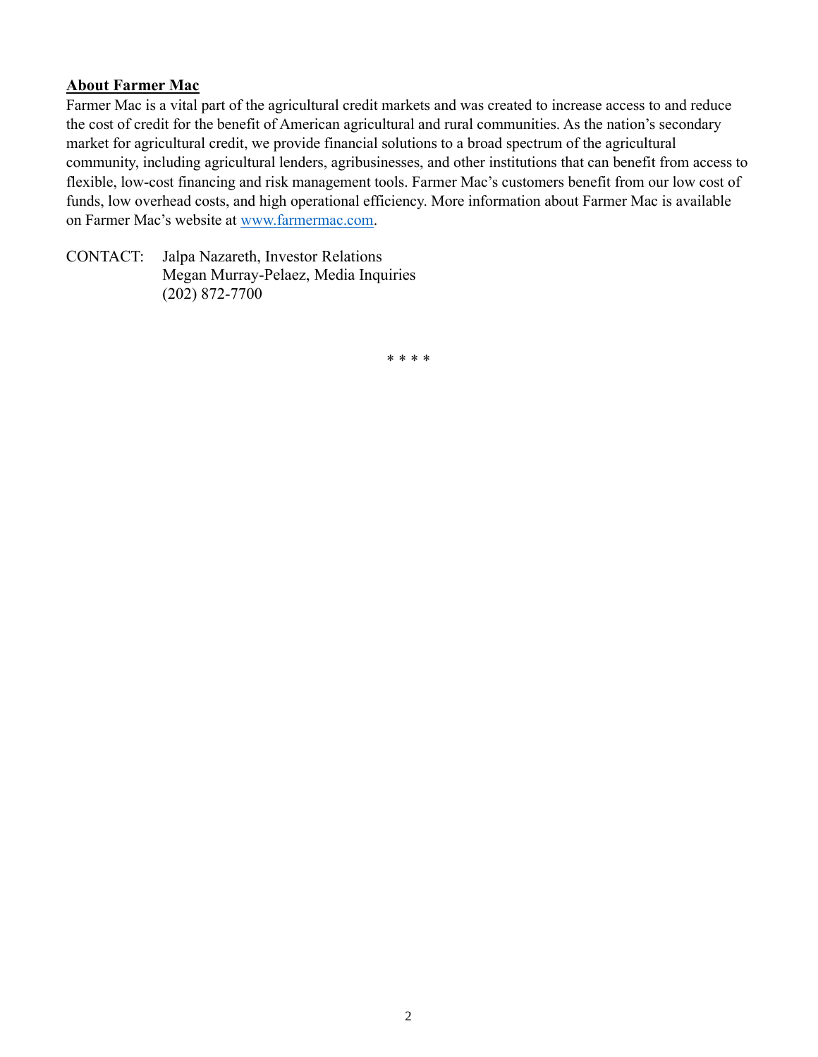**About Farmer Mac**

Farmer Mac is a vital part of the agricultural credit markets and was created to increase access to and reduce the cost of credit for the benefit of American agricultural and rural communities. As the nation's secondary market for agricultural credit, we provide financial solutions to a broad spectrum of the agricultural community, including agricultural lenders, agribusinesses, and other institutions that can benefit from access to flexible, low-cost financing and risk management tools. Farmer Mac's customers benefit from our low cost of funds, low overhead costs, and high operational efficiency. More information about Farmer Mac is available on Farmer Mac's website at www.farmermac.com.

CONTACT: Jalpa Nazareth, Investor Relations
Megan Murray-Pelaez, Media Inquiries
(202) 872-7700

\* \* \* \*